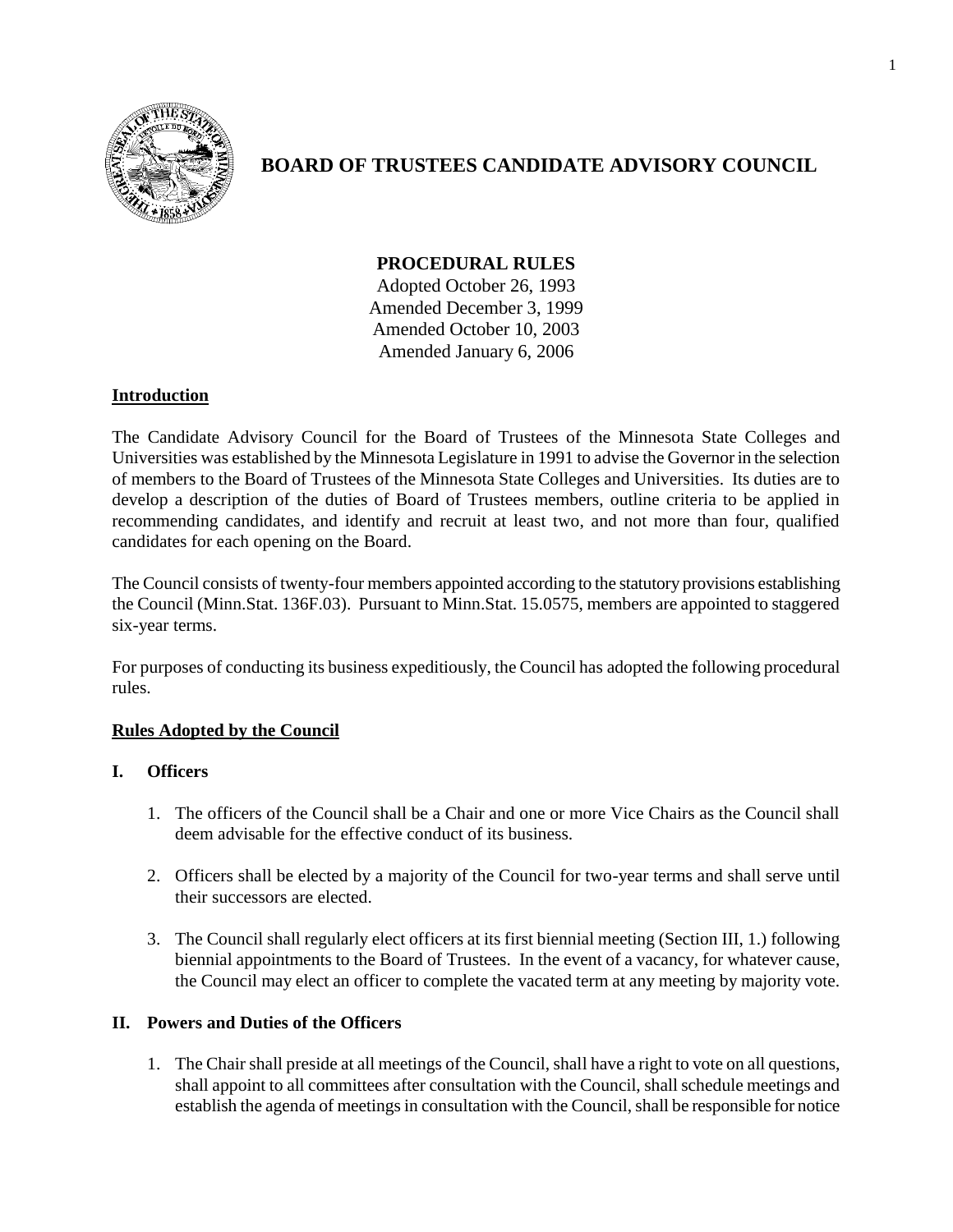# BOARD OF TRUSTEES CANDIDATE ADVISORY COUNCIL

## PROCEDURAL RULES

Adopted October 26, 1993
Amended December 3, 1999
Amended October 10, 2003
Amended January 6, 2006

### Introduction

The Candidate Advisory Council for the Board of Trustees of the Minnesota State Colleges and Universities was established by the Minnesota Legislature in 1991 to advise the Governor in the selection of members to the Board of Trustees of the Minnesota State Colleges and Universities. Its duties are to develop a description of the duties of Board of Trustees members, outline criteria to be applied in recommending candidates, and identify and recruit at least two, and not more than four, qualified candidates for each opening on the Board.

The Council consists of twenty-four members appointed according to the statutory provisions establishing the Council (Minn.Stat. 136F.03). Pursuant to Minn.Stat. 15.0575, members are appointed to staggered six-year terms.

For purposes of conducting its business expeditiously, the Council has adopted the following procedural rules.

### Rules Adopted by the Council

#### I. Officers

1. The officers of the Council shall be a Chair and one or more Vice Chairs as the Council shall deem advisable for the effective conduct of its business.

2. Officers shall be elected by a majority of the Council for two-year terms and shall serve until their successors are elected.

3. The Council shall regularly elect officers at its first biennial meeting (Section III, 1.) following biennial appointments to the Board of Trustees. In the event of a vacancy, for whatever cause, the Council may elect an officer to complete the vacated term at any meeting by majority vote.

#### II. Powers and Duties of the Officers

1. The Chair shall preside at all meetings of the Council, shall have a right to vote on all questions, shall appoint to all committees after consultation with the Council, shall schedule meetings and establish the agenda of meetings in consultation with the Council, shall be responsible for notice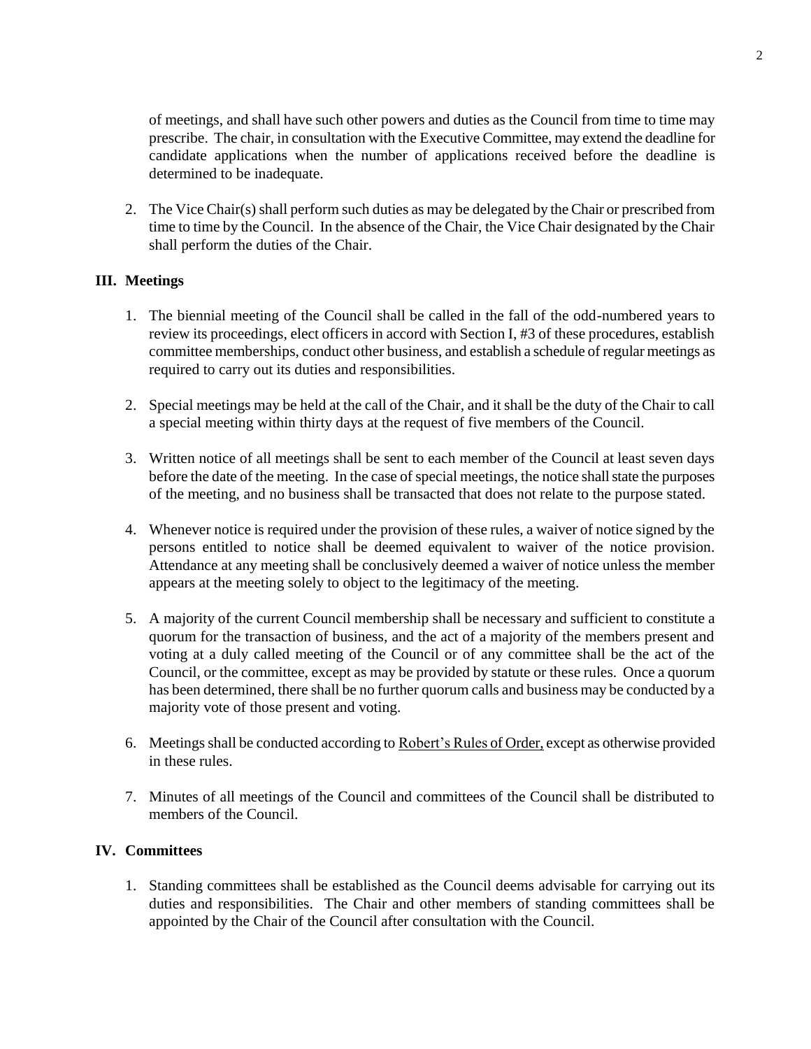of meetings, and shall have such other powers and duties as the Council from time to time may prescribe. The chair, in consultation with the Executive Committee, may extend the deadline for candidate applications when the number of applications received before the deadline is determined to be inadequate.

2. The Vice Chair(s) shall perform such duties as may be delegated by the Chair or prescribed from time to time by the Council. In the absence of the Chair, the Vice Chair designated by the Chair shall perform the duties of the Chair.

## III. Meetings

1. The biennial meeting of the Council shall be called in the fall of the odd-numbered years to review its proceedings, elect officers in accord with Section I, #3 of these procedures, establish committee memberships, conduct other business, and establish a schedule of regular meetings as required to carry out its duties and responsibilities.

2. Special meetings may be held at the call of the Chair, and it shall be the duty of the Chair to call a special meeting within thirty days at the request of five members of the Council.

3. Written notice of all meetings shall be sent to each member of the Council at least seven days before the date of the meeting. In the case of special meetings, the notice shall state the purposes of the meeting, and no business shall be transacted that does not relate to the purpose stated.

4. Whenever notice is required under the provision of these rules, a waiver of notice signed by the persons entitled to notice shall be deemed equivalent to waiver of the notice provision. Attendance at any meeting shall be conclusively deemed a waiver of notice unless the member appears at the meeting solely to object to the legitimacy of the meeting.

5. A majority of the current Council membership shall be necessary and sufficient to constitute a quorum for the transaction of business, and the act of a majority of the members present and voting at a duly called meeting of the Council or of any committee shall be the act of the Council, or the committee, except as may be provided by statute or these rules. Once a quorum has been determined, there shall be no further quorum calls and business may be conducted by a majority vote of those present and voting.

6. Meetings shall be conducted according to Robert's Rules of Order, except as otherwise provided in these rules.

7. Minutes of all meetings of the Council and committees of the Council shall be distributed to members of the Council.

## IV. Committees

1. Standing committees shall be established as the Council deems advisable for carrying out its duties and responsibilities. The Chair and other members of standing committees shall be appointed by the Chair of the Council after consultation with the Council.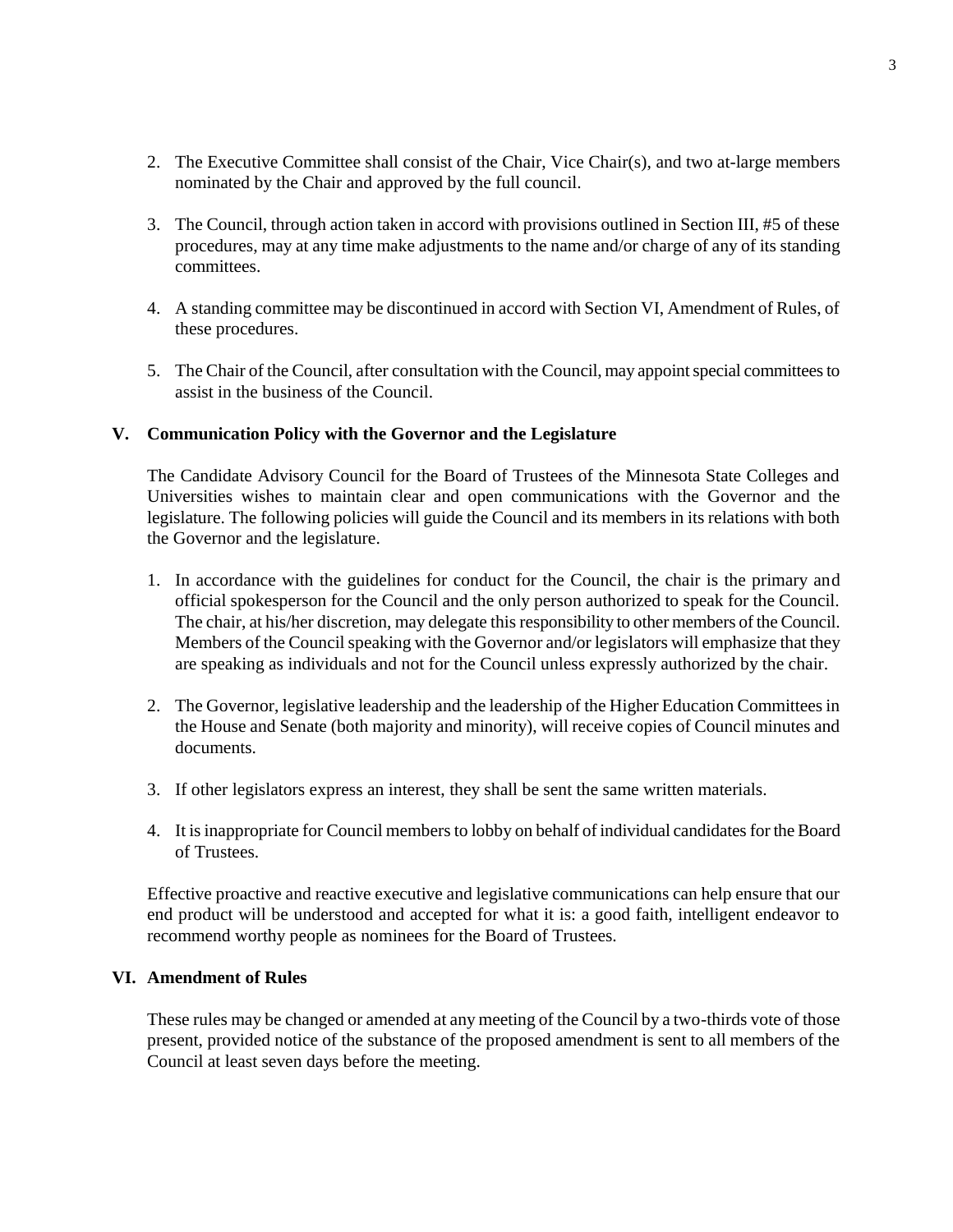2. The Executive Committee shall consist of the Chair, Vice Chair(s), and two at-large members nominated by the Chair and approved by the full council.

3. The Council, through action taken in accord with provisions outlined in Section III, #5 of these procedures, may at any time make adjustments to the name and/or charge of any of its standing committees.

4. A standing committee may be discontinued in accord with Section VI, Amendment of Rules, of these procedures.

5. The Chair of the Council, after consultation with the Council, may appoint special committees to assist in the business of the Council.

## V. Communication Policy with the Governor and the Legislature

The Candidate Advisory Council for the Board of Trustees of the Minnesota State Colleges and Universities wishes to maintain clear and open communications with the Governor and the legislature. The following policies will guide the Council and its members in its relations with both the Governor and the legislature.

1. In accordance with the guidelines for conduct for the Council, the chair is the primary and official spokesperson for the Council and the only person authorized to speak for the Council. The chair, at his/her discretion, may delegate this responsibility to other members of the Council. Members of the Council speaking with the Governor and/or legislators will emphasize that they are speaking as individuals and not for the Council unless expressly authorized by the chair.

2. The Governor, legislative leadership and the leadership of the Higher Education Committees in the House and Senate (both majority and minority), will receive copies of Council minutes and documents.

3. If other legislators express an interest, they shall be sent the same written materials.

4. It is inappropriate for Council members to lobby on behalf of individual candidates for the Board of Trustees.

Effective proactive and reactive executive and legislative communications can help ensure that our end product will be understood and accepted for what it is: a good faith, intelligent endeavor to recommend worthy people as nominees for the Board of Trustees.

## VI. Amendment of Rules

These rules may be changed or amended at any meeting of the Council by a two-thirds vote of those present, provided notice of the substance of the proposed amendment is sent to all members of the Council at least seven days before the meeting.